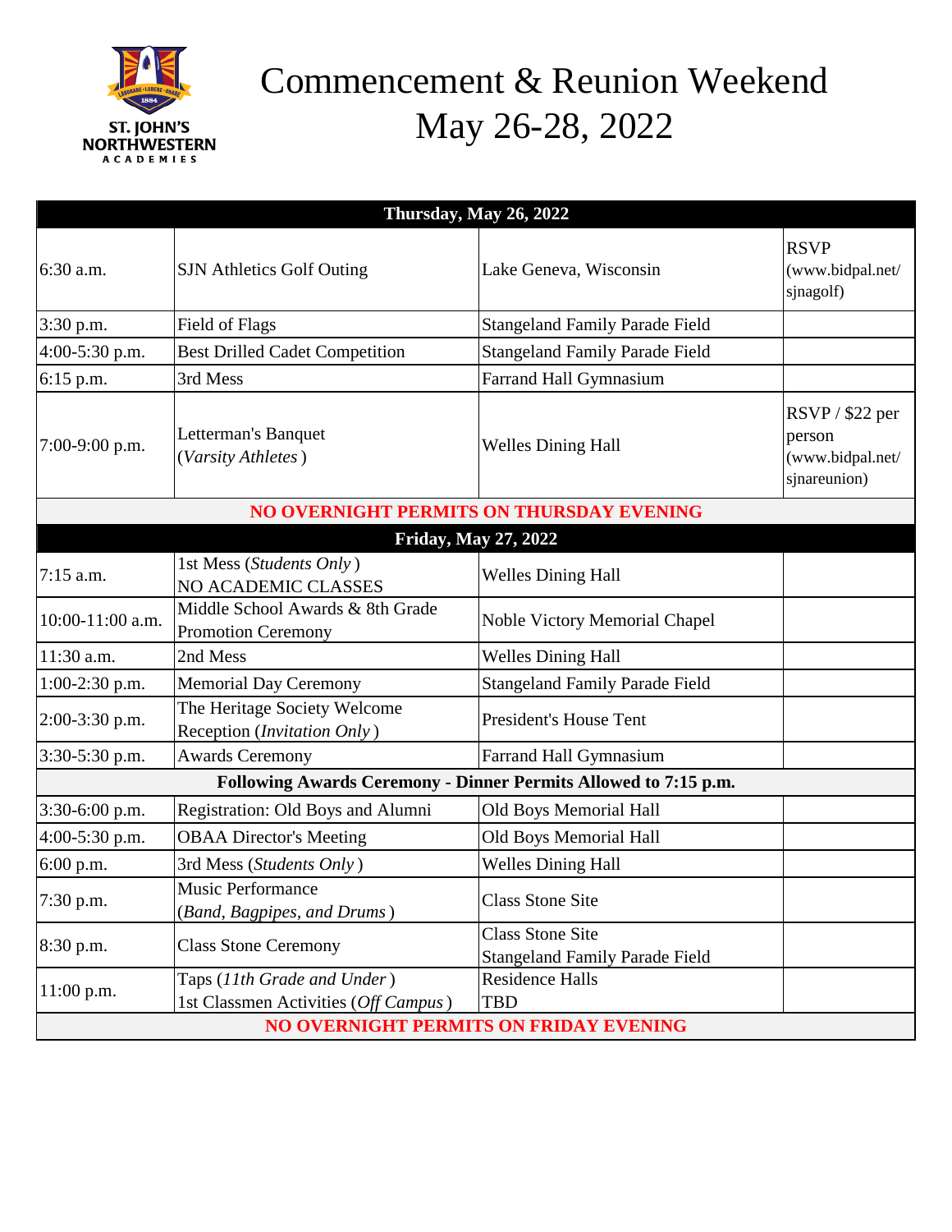ST. JOHN'S NORTHWESTERN ACADEMIES

# Commencement & Reunion Weekend May 26-28, 2022

| Thursday, May 26, 2022 | | | |
|---|---|---|---|
| 6:30 a.m. | SJN Athletics Golf Outing | Lake Geneva, Wisconsin | RSVP (www.bidpal.net/ sjnagolf) |
| 3:30 p.m. | Field of Flags | Stangeland Family Parade Field | |
| 4:00-5:30 p.m. | Best Drilled Cadet Competition | Stangeland Family Parade Field | |
| 6:15 p.m. | 3rd Mess | Farrand Hall Gymnasium | |
| 7:00-9:00 p.m. | Letterman's Banquet (*Varsity Athletes*) | Welles Dining Hall | RSVP / $22 per person (www.bidpal.net/ sjnareunion) |
| **NO OVERNIGHT PERMITS ON THURSDAY EVENING** | | | |
| **Friday, May 27, 2022** | | | |
| 7:15 a.m. | 1st Mess (*Students Only*) NO ACADEMIC CLASSES | Welles Dining Hall | |
| 10:00-11:00 a.m. | Middle School Awards & 8th Grade Promotion Ceremony | Noble Victory Memorial Chapel | |
| 11:30 a.m. | 2nd Mess | Welles Dining Hall | |
| 1:00-2:30 p.m. | Memorial Day Ceremony | Stangeland Family Parade Field | |
| 2:00-3:30 p.m. | The Heritage Society Welcome Reception (*Invitation Only*) | President's House Tent | |
| 3:30-5:30 p.m. | Awards Ceremony | Farrand Hall Gymnasium | |
| **Following Awards Ceremony - Dinner Permits Allowed to 7:15 p.m.** | | | |
| 3:30-6:00 p.m. | Registration: Old Boys and Alumni | Old Boys Memorial Hall | |
| 4:00-5:30 p.m. | OBAA Director's Meeting | Old Boys Memorial Hall | |
| 6:00 p.m. | 3rd Mess (*Students Only*) | Welles Dining Hall | |
| 7:30 p.m. | Music Performance (*Band, Bagpipes, and Drums*) | Class Stone Site | |
| 8:30 p.m. | Class Stone Ceremony | Class Stone Site Stangeland Family Parade Field | |
| 11:00 p.m. | Taps (*11th Grade and Under*) 1st Classmen Activities (*Off Campus*) | Residence Halls TBD | |
| **NO OVERNIGHT PERMITS ON FRIDAY EVENING** | | | |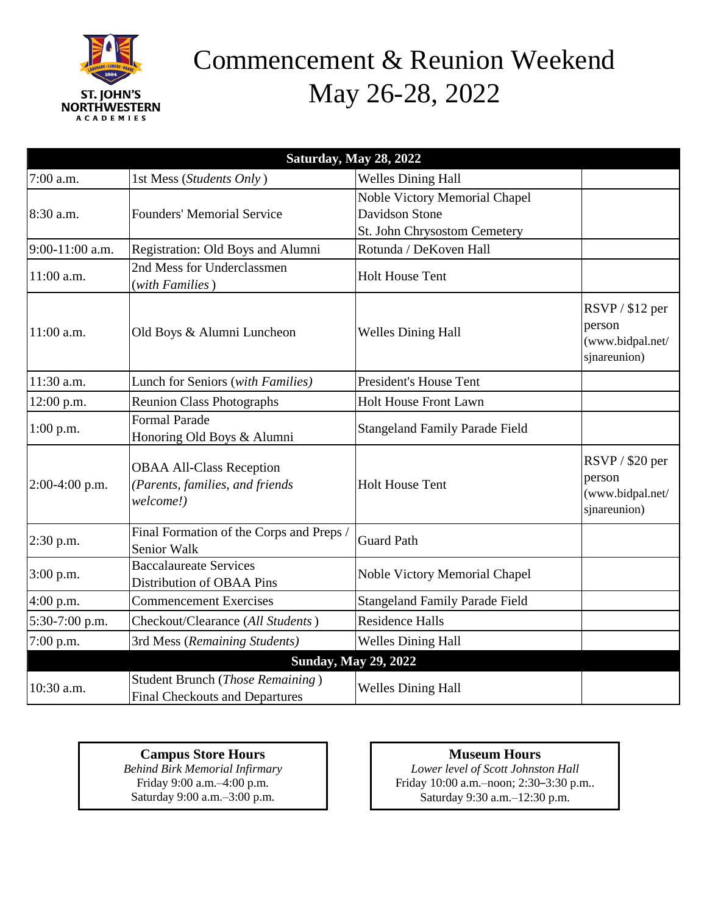# Commencement & Reunion Weekend
# May 26-28, 2022

| | | | |
|---|---|---|---|
| **Saturday, May 28, 2022** | | | |
| 7:00 a.m. | 1st Mess (*Students Only*) | Welles Dining Hall | |
| 8:30 a.m. | Founders' Memorial Service | Noble Victory Memorial Chapel<br>Davidson Stone<br>St. John Chrysostom Cemetery | |
| 9:00-11:00 a.m. | Registration: Old Boys and Alumni | Rotunda / DeKoven Hall | |
| 11:00 a.m. | 2nd Mess for Underclassmen (*with Families*) | Holt House Tent | |
| 11:00 a.m. | Old Boys & Alumni Luncheon | Welles Dining Hall | RSVP / $12 per person (www.bidpal.net/sjnareunion) |
| 11:30 a.m. | Lunch for Seniors (*with Families)* | President's House Tent | |
| 12:00 p.m. | Reunion Class Photographs | Holt House Front Lawn | |
| 1:00 p.m. | Formal Parade<br>Honoring Old Boys & Alumni | Stangeland Family Parade Field | |
| 2:00-4:00 p.m. | OBAA All-Class Reception<br>*(Parents, families, and friends welcome!)* | Holt House Tent | RSVP / $20 per person (www.bidpal.net/sjnareunion) |
| 2:30 p.m. | Final Formation of the Corps and Preps / Senior Walk | Guard Path | |
| 3:00 p.m. | Baccalaureate Services<br>Distribution of OBAA Pins | Noble Victory Memorial Chapel | |
| 4:00 p.m. | Commencement Exercises | Stangeland Family Parade Field | |
| 5:30-7:00 p.m. | Checkout/Clearance (*All Students*) | Residence Halls | |
| 7:00 p.m. | 3rd Mess (*Remaining Students)* | Welles Dining Hall | |
| **Sunday, May 29, 2022** | | | |
| 10:30 a.m. | Student Brunch (*Those Remaining*)<br>Final Checkouts and Departures | Welles Dining Hall | |

**Campus Store Hours**
*Behind Birk Memorial Infirmary*
Friday 9:00 a.m.–4:00 p.m.
Saturday 9:00 a.m.–3:00 p.m.

**Museum Hours**
*Lower level of Scott Johnston Hall*
Friday 10:00 a.m.–noon; 2:30–3:30 p.m..
Saturday 9:30 a.m.–12:30 p.m.